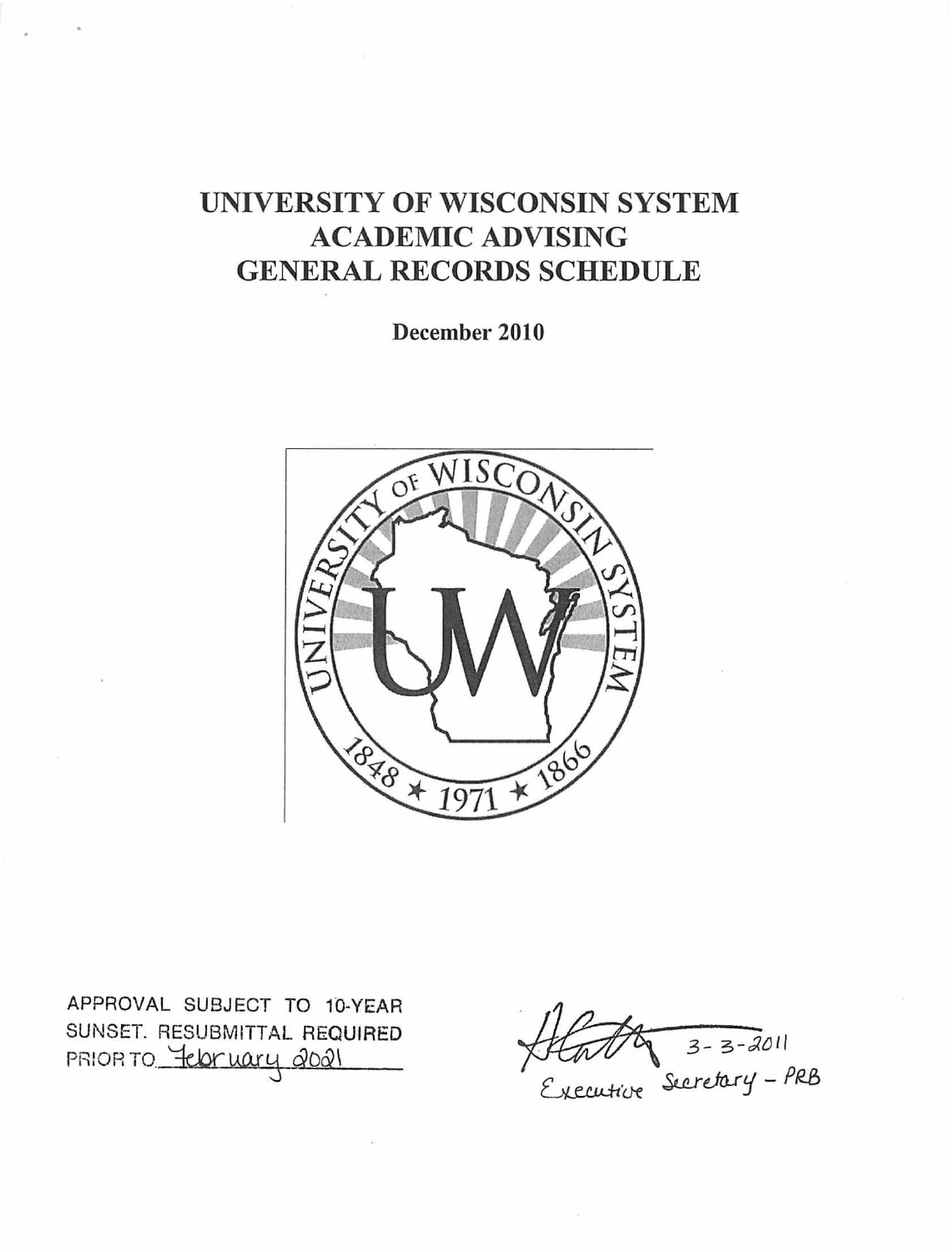# UNIVERSITY OF WISCONSIN SYSTEM
# ACADEMIC ADVISING
# GENERAL RECORDS SCHEDULE

**December 2010**

APPROVAL SUBJECT TO 10-YEAR SUNSET. RESUBMITTAL REQUIRED PRIOR TO February 2021

3-3-2011
Executive Secretary – PRB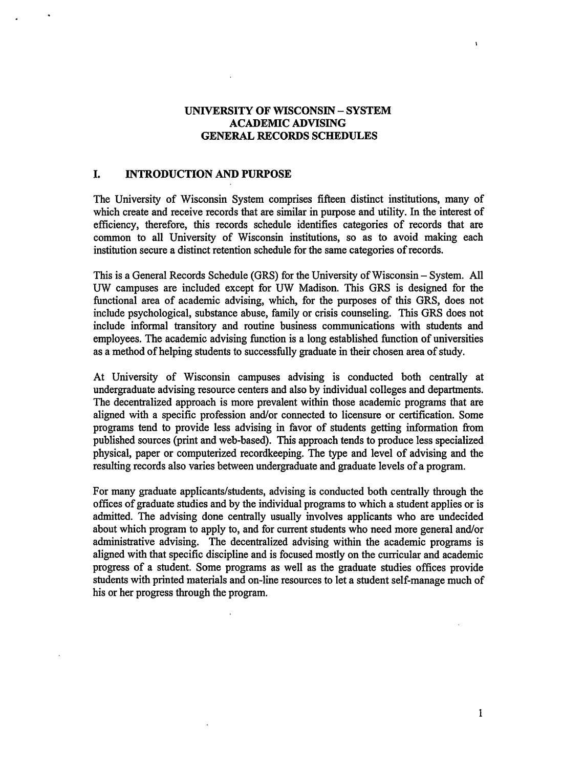# UNIVERSITY OF WISCONSIN – SYSTEM
# ACADEMIC ADVISING
# GENERAL RECORDS SCHEDULES

## I. INTRODUCTION AND PURPOSE

The University of Wisconsin System comprises fifteen distinct institutions, many of which create and receive records that are similar in purpose and utility. In the interest of efficiency, therefore, this records schedule identifies categories of records that are common to all University of Wisconsin institutions, so as to avoid making each institution secure a distinct retention schedule for the same categories of records.

This is a General Records Schedule (GRS) for the University of Wisconsin – System. All UW campuses are included except for UW Madison. This GRS is designed for the functional area of academic advising, which, for the purposes of this GRS, does not include psychological, substance abuse, family or crisis counseling. This GRS does not include informal transitory and routine business communications with students and employees. The academic advising function is a long established function of universities as a method of helping students to successfully graduate in their chosen area of study.

At University of Wisconsin campuses advising is conducted both centrally at undergraduate advising resource centers and also by individual colleges and departments. The decentralized approach is more prevalent within those academic programs that are aligned with a specific profession and/or connected to licensure or certification. Some programs tend to provide less advising in favor of students getting information from published sources (print and web-based). This approach tends to produce less specialized physical, paper or computerized recordkeeping. The type and level of advising and the resulting records also varies between undergraduate and graduate levels of a program.

For many graduate applicants/students, advising is conducted both centrally through the offices of graduate studies and by the individual programs to which a student applies or is admitted. The advising done centrally usually involves applicants who are undecided about which program to apply to, and for current students who need more general and/or administrative advising. The decentralized advising within the academic programs is aligned with that specific discipline and is focused mostly on the curricular and academic progress of a student. Some programs as well as the graduate studies offices provide students with printed materials and on-line resources to let a student self-manage much of his or her progress through the program.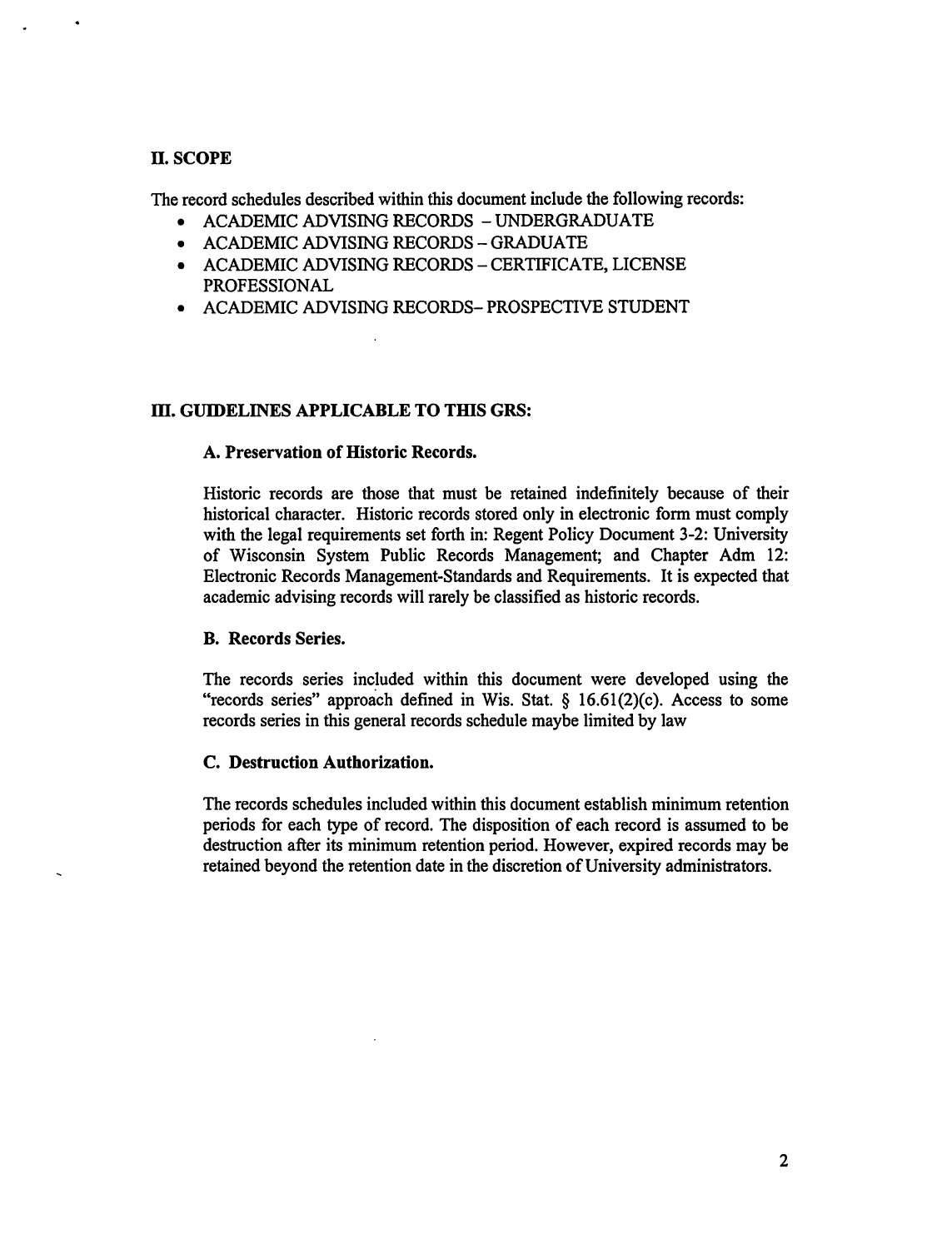## II. SCOPE

The record schedules described within this document include the following records:

- ACADEMIC ADVISING RECORDS – UNDERGRADUATE
- ACADEMIC ADVISING RECORDS – GRADUATE
- ACADEMIC ADVISING RECORDS – CERTIFICATE, LICENSE PROFESSIONAL
- ACADEMIC ADVISING RECORDS- PROSPECTIVE STUDENT

## III. GUIDELINES APPLICABLE TO THIS GRS:

### A. Preservation of Historic Records.

Historic records are those that must be retained indefinitely because of their historical character. Historic records stored only in electronic form must comply with the legal requirements set forth in: Regent Policy Document 3-2: University of Wisconsin System Public Records Management; and Chapter Adm 12: Electronic Records Management-Standards and Requirements. It is expected that academic advising records will rarely be classified as historic records.

### B. Records Series.

The records series included within this document were developed using the "records series" approach defined in Wis. Stat. § 16.61(2)(c). Access to some records series in this general records schedule maybe limited by law

### C. Destruction Authorization.

The records schedules included within this document establish minimum retention periods for each type of record. The disposition of each record is assumed to be destruction after its minimum retention period. However, expired records may be retained beyond the retention date in the discretion of University administrators.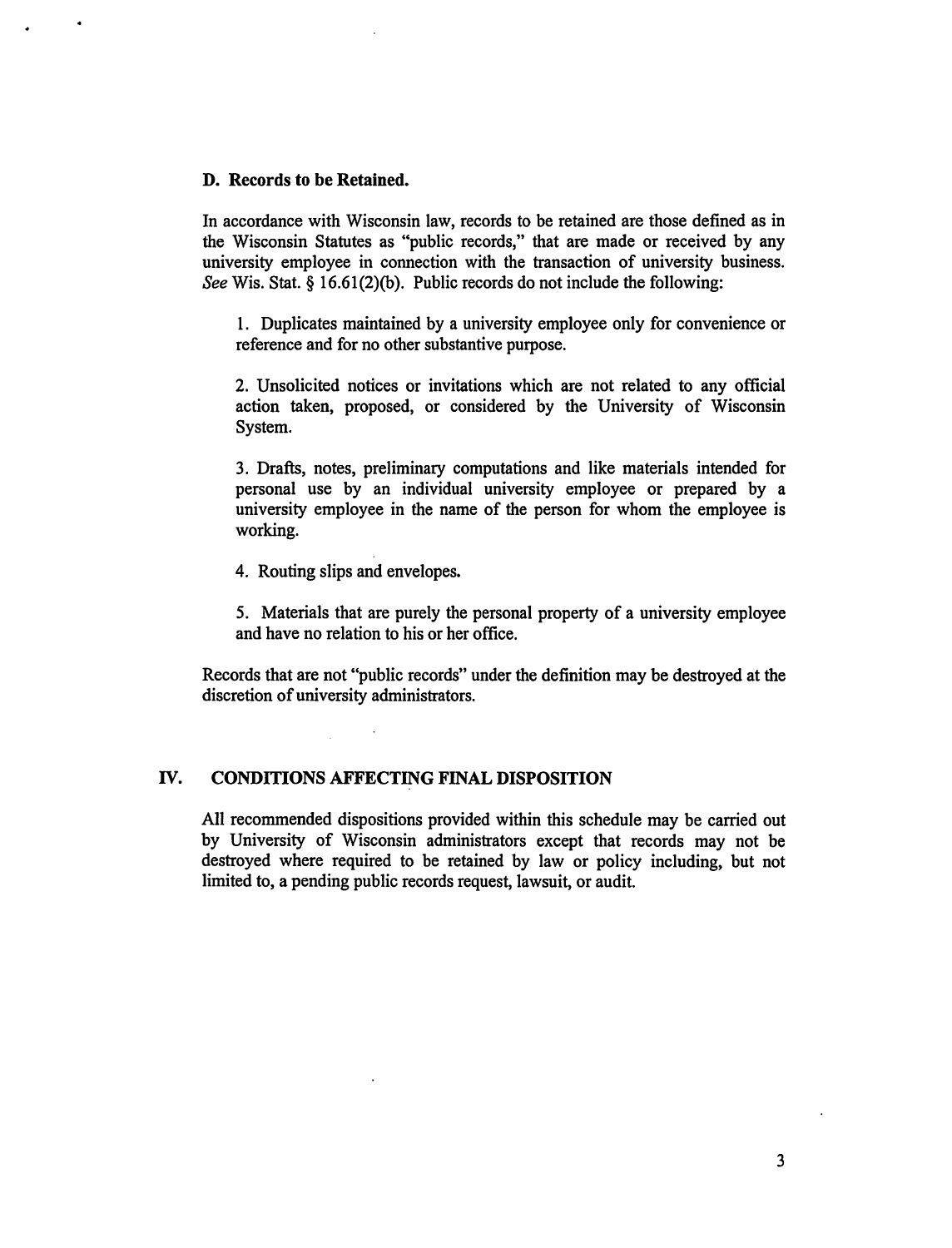### D. Records to be Retained.

In accordance with Wisconsin law, records to be retained are those defined as in the Wisconsin Statutes as "public records," that are made or received by any university employee in connection with the transaction of university business. *See* Wis. Stat. § 16.61(2)(b). Public records do not include the following:

1. Duplicates maintained by a university employee only for convenience or reference and for no other substantive purpose.

2. Unsolicited notices or invitations which are not related to any official action taken, proposed, or considered by the University of Wisconsin System.

3. Drafts, notes, preliminary computations and like materials intended for personal use by an individual university employee or prepared by a university employee in the name of the person for whom the employee is working.

4. Routing slips and envelopes.

5. Materials that are purely the personal property of a university employee and have no relation to his or her office.

Records that are not "public records" under the definition may be destroyed at the discretion of university administrators.

## IV. CONDITIONS AFFECTING FINAL DISPOSITION

All recommended dispositions provided within this schedule may be carried out by University of Wisconsin administrators except that records may not be destroyed where required to be retained by law or policy including, but not limited to, a pending public records request, lawsuit, or audit.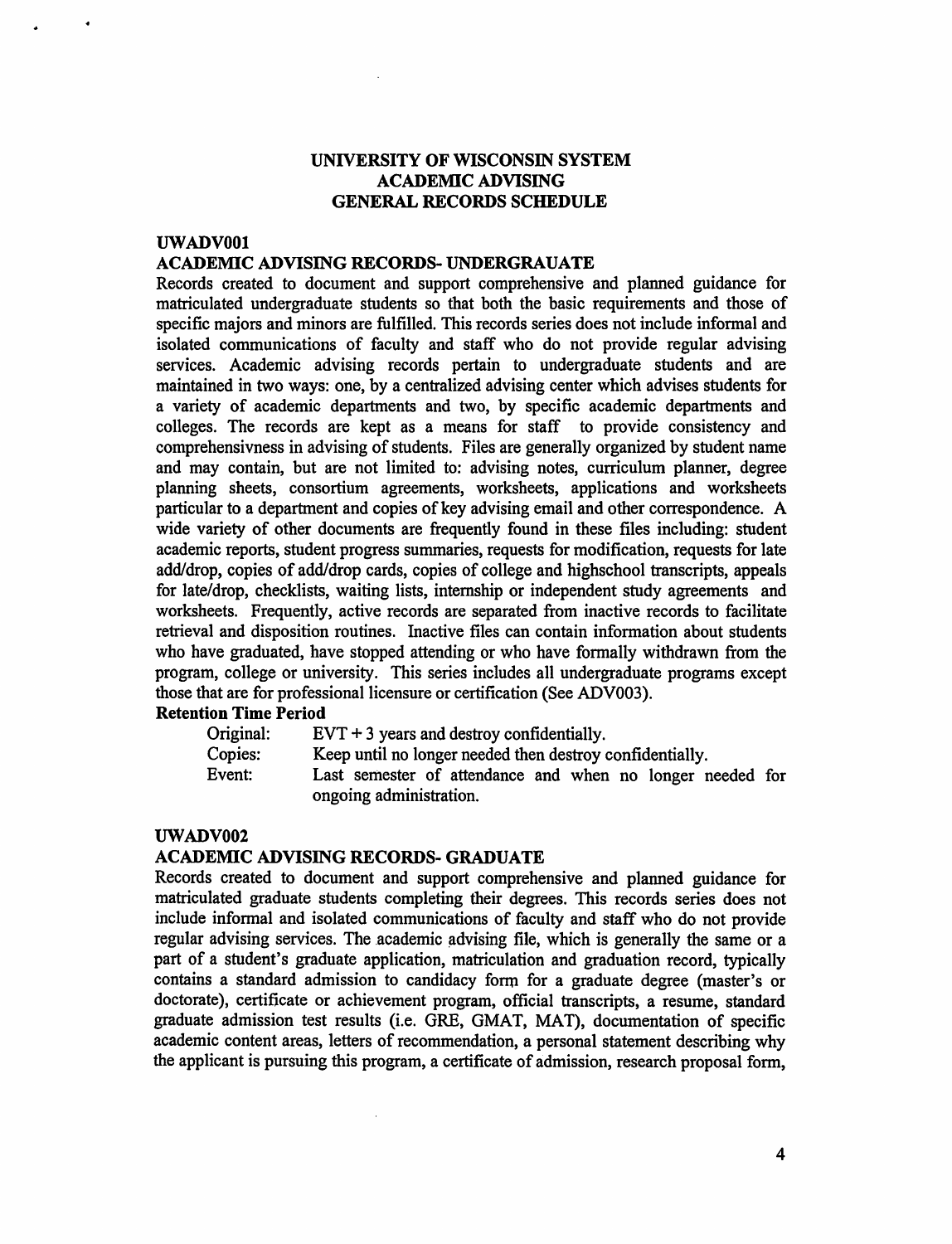# UNIVERSITY OF WISCONSIN SYSTEM
# ACADEMIC ADVISING
# GENERAL RECORDS SCHEDULE

## UWADV001

### ACADEMIC ADVISING RECORDS- UNDERGRAUATE

Records created to document and support comprehensive and planned guidance for matriculated undergraduate students so that both the basic requirements and those of specific majors and minors are fulfilled. This records series does not include informal and isolated communications of faculty and staff who do not provide regular advising services. Academic advising records pertain to undergraduate students and are maintained in two ways: one, by a centralized advising center which advises students for a variety of academic departments and two, by specific academic departments and colleges. The records are kept as a means for staff to provide consistency and comprehensivness in advising of students. Files are generally organized by student name and may contain, but are not limited to: advising notes, curriculum planner, degree planning sheets, consortium agreements, worksheets, applications and worksheets particular to a department and copies of key advising email and other correspondence. A wide variety of other documents are frequently found in these files including: student academic reports, student progress summaries, requests for modification, requests for late add/drop, copies of add/drop cards, copies of college and highschool transcripts, appeals for late/drop, checklists, waiting lists, internship or independent study agreements and worksheets. Frequently, active records are separated from inactive records to facilitate retrieval and disposition routines. Inactive files can contain information about students who have graduated, have stopped attending or who have formally withdrawn from the program, college or university. This series includes all undergraduate programs except those that are for professional licensure or certification (See ADV003).

**Retention Time Period**

- Original: EVT + 3 years and destroy confidentially.
- Copies: Keep until no longer needed then destroy confidentially.
- Event: Last semester of attendance and when no longer needed for ongoing administration.

## UWADV002

### ACADEMIC ADVISING RECORDS- GRADUATE

Records created to document and support comprehensive and planned guidance for matriculated graduate students completing their degrees. This records series does not include informal and isolated communications of faculty and staff who do not provide regular advising services. The academic advising file, which is generally the same or a part of a student's graduate application, matriculation and graduation record, typically contains a standard admission to candidacy form for a graduate degree (master's or doctorate), certificate or achievement program, official transcripts, a resume, standard graduate admission test results (i.e. GRE, GMAT, MAT), documentation of specific academic content areas, letters of recommendation, a personal statement describing why the applicant is pursuing this program, a certificate of admission, research proposal form,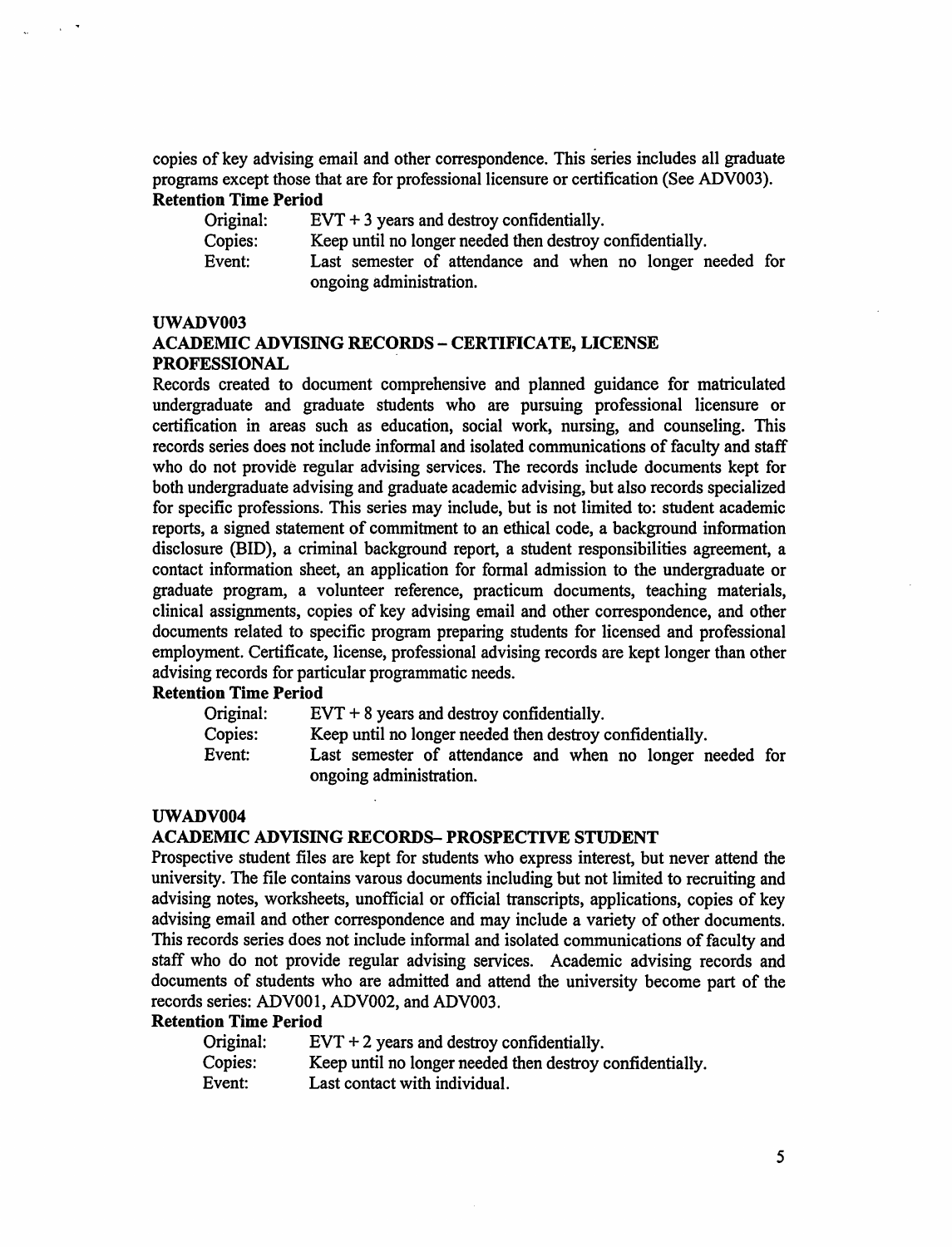copies of key advising email and other correspondence. This series includes all graduate programs except those that are for professional licensure or certification (See ADV003).

**Retention Time Period**

Original: EVT + 3 years and destroy confidentially.
Copies: Keep until no longer needed then destroy confidentially.
Event: Last semester of attendance and when no longer needed for ongoing administration.

**UWADV003**

**ACADEMIC ADVISING RECORDS – CERTIFICATE, LICENSE PROFESSIONAL**

Records created to document comprehensive and planned guidance for matriculated undergraduate and graduate students who are pursuing professional licensure or certification in areas such as education, social work, nursing, and counseling. This records series does not include informal and isolated communications of faculty and staff who do not provide regular advising services. The records include documents kept for both undergraduate advising and graduate academic advising, but also records specialized for specific professions. This series may include, but is not limited to: student academic reports, a signed statement of commitment to an ethical code, a background information disclosure (BID), a criminal background report, a student responsibilities agreement, a contact information sheet, an application for formal admission to the undergraduate or graduate program, a volunteer reference, practicum documents, teaching materials, clinical assignments, copies of key advising email and other correspondence, and other documents related to specific program preparing students for licensed and professional employment. Certificate, license, professional advising records are kept longer than other advising records for particular programmatic needs.

**Retention Time Period**

Original: EVT + 8 years and destroy confidentially.
Copies: Keep until no longer needed then destroy confidentially.
Event: Last semester of attendance and when no longer needed for ongoing administration.

**UWADV004**

**ACADEMIC ADVISING RECORDS– PROSPECTIVE STUDENT**

Prospective student files are kept for students who express interest, but never attend the university. The file contains varous documents including but not limited to recruiting and advising notes, worksheets, unofficial or official transcripts, applications, copies of key advising email and other correspondence and may include a variety of other documents. This records series does not include informal and isolated communications of faculty and staff who do not provide regular advising services. Academic advising records and documents of students who are admitted and attend the university become part of the records series: ADV001, ADV002, and ADV003.

**Retention Time Period**

Original: EVT + 2 years and destroy confidentially.
Copies: Keep until no longer needed then destroy confidentially.
Event: Last contact with individual.